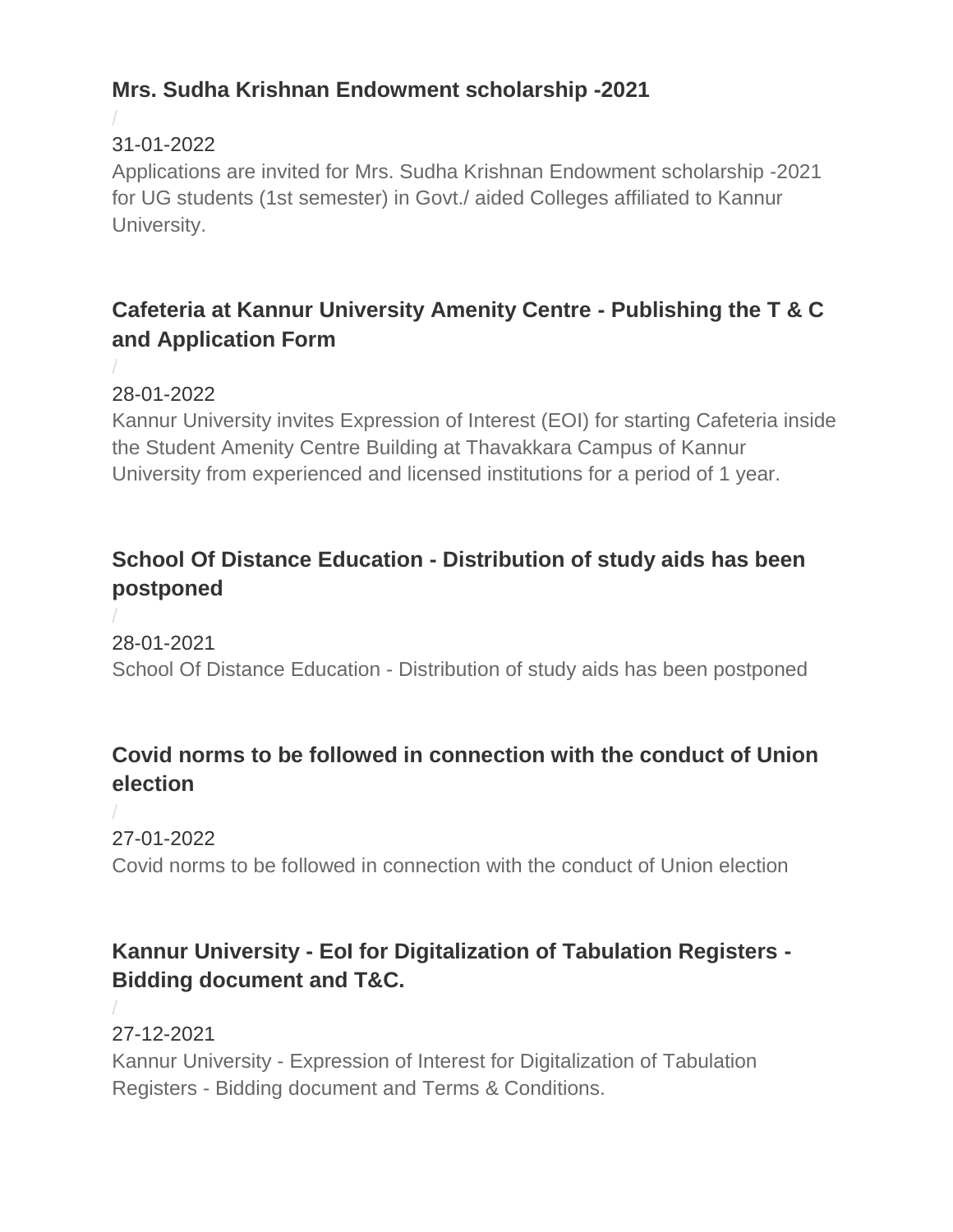### Mrs. Sudha Krishnan Endowment scholarship -2021

/

31-01-2022

Applications are invited for Mrs. Sudha Krishnan Endowment scholarship -2021 for UG students (1st semester) in Govt./ aided Colleges affiliated to Kannur University.

### Cafeteria at Kannur University Amenity Centre - Publishing the T & C and Application Form

/

28-01-2022

Kannur University invites Expression of Interest (EOI) for starting Cafeteria inside the Student Amenity Centre Building at Thavakkara Campus of Kannur University from experienced and licensed institutions for a period of 1 year.

### School Of Distance Education - Distribution of study aids has been postponed

/

28-01-2021

School Of Distance Education - Distribution of study aids has been postponed

### Covid norms to be followed in connection with the conduct of Union election

/

27-01-2022

Covid norms to be followed in connection with the conduct of Union election

### Kannur University - EoI for Digitalization of Tabulation Registers - Bidding document and T&C.

/

27-12-2021

Kannur University - Expression of Interest for Digitalization of Tabulation Registers - Bidding document and Terms & Conditions.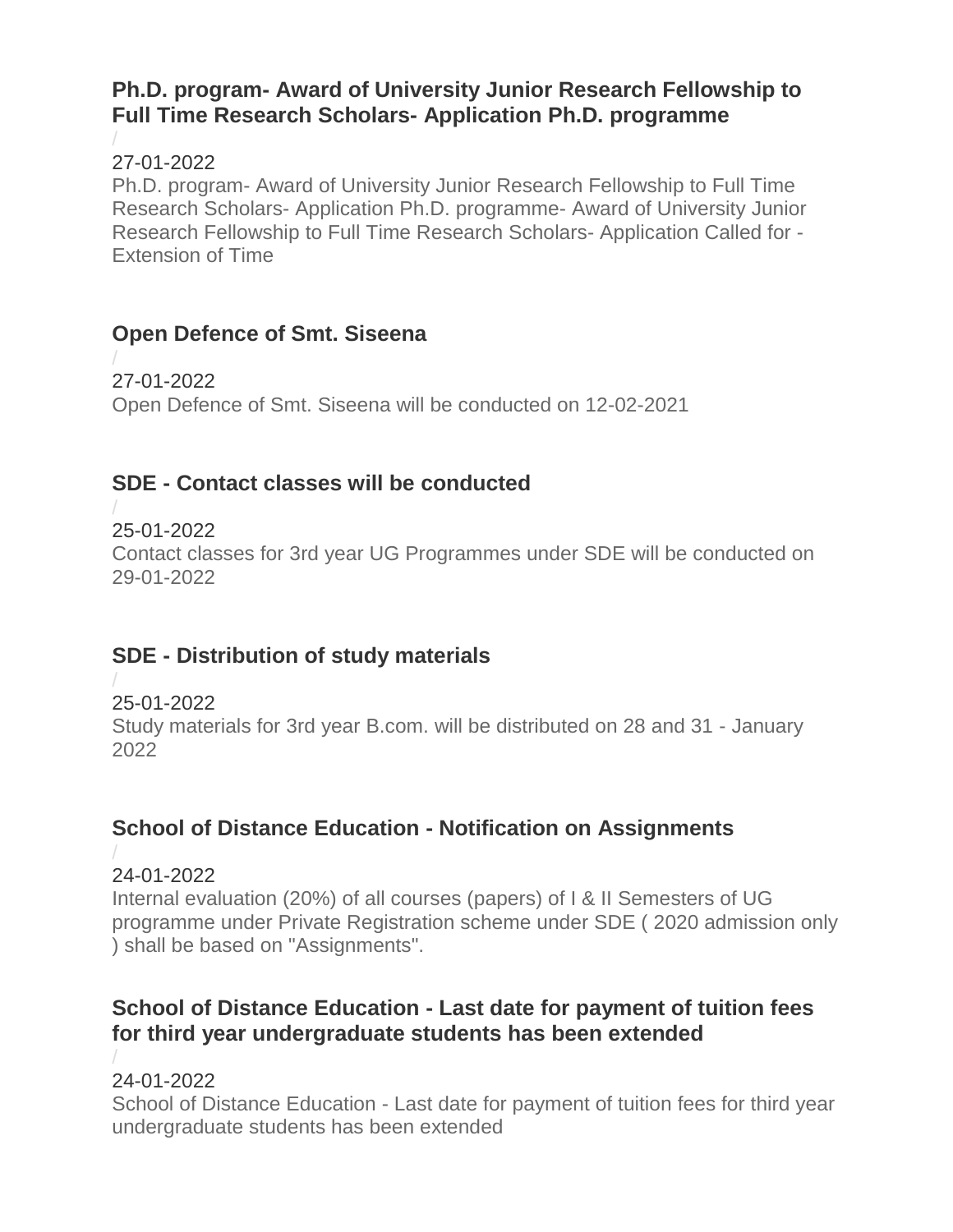### Ph.D. program- Award of University Junior Research Fellowship to Full Time Research Scholars- Application Ph.D. programme

/

27-01-2022

Ph.D. program- Award of University Junior Research Fellowship to Full Time Research Scholars- Application Ph.D. programme- Award of University Junior Research Fellowship to Full Time Research Scholars- Application Called for - Extension of Time

### Open Defence of Smt. Siseena

/

27-01-2022

Open Defence of Smt. Siseena will be conducted on 12-02-2021

### SDE - Contact classes will be conducted

/

25-01-2022

Contact classes for 3rd year UG Programmes under SDE will be conducted on 29-01-2022

### SDE - Distribution of study materials

/

25-01-2022

Study materials for 3rd year B.com. will be distributed on 28 and 31 - January 2022

### School of Distance Education - Notification on Assignments

/

24-01-2022

Internal evaluation (20%) of all courses (papers) of I & II Semesters of UG programme under Private Registration scheme under SDE ( 2020 admission only ) shall be based on "Assignments".

### School of Distance Education - Last date for payment of tuition fees for third year undergraduate students has been extended

/

24-01-2022

School of Distance Education - Last date for payment of tuition fees for third year undergraduate students has been extended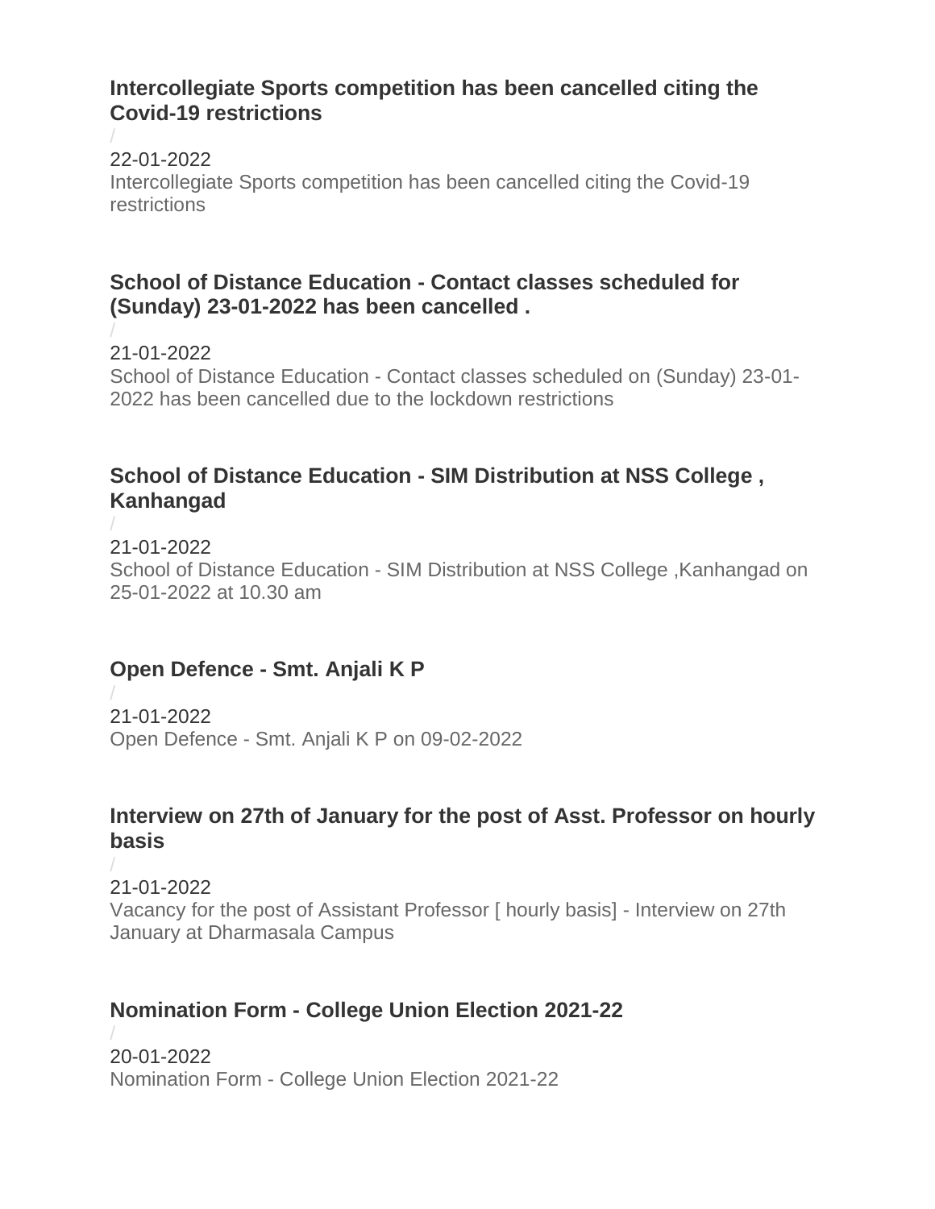### Intercollegiate Sports competition has been cancelled citing the Covid-19 restrictions

/

22-01-2022

Intercollegiate Sports competition has been cancelled citing the Covid-19 restrictions

### School of Distance Education - Contact classes scheduled for (Sunday) 23-01-2022 has been cancelled .

/

21-01-2022

School of Distance Education - Contact classes scheduled on (Sunday) 23-01-2022 has been cancelled due to the lockdown restrictions

### School of Distance Education - SIM Distribution at NSS College , Kanhangad

/

21-01-2022

School of Distance Education - SIM Distribution at NSS College ,Kanhangad on 25-01-2022 at 10.30 am

### Open Defence - Smt. Anjali K P

/

21-01-2022

Open Defence - Smt. Anjali K P on 09-02-2022

### Interview on 27th of January for the post of Asst. Professor on hourly basis

/

21-01-2022

Vacancy for the post of Assistant Professor [ hourly basis] - Interview on 27th January at Dharmasala Campus

### Nomination Form - College Union Election 2021-22

/

20-01-2022

Nomination Form - College Union Election 2021-22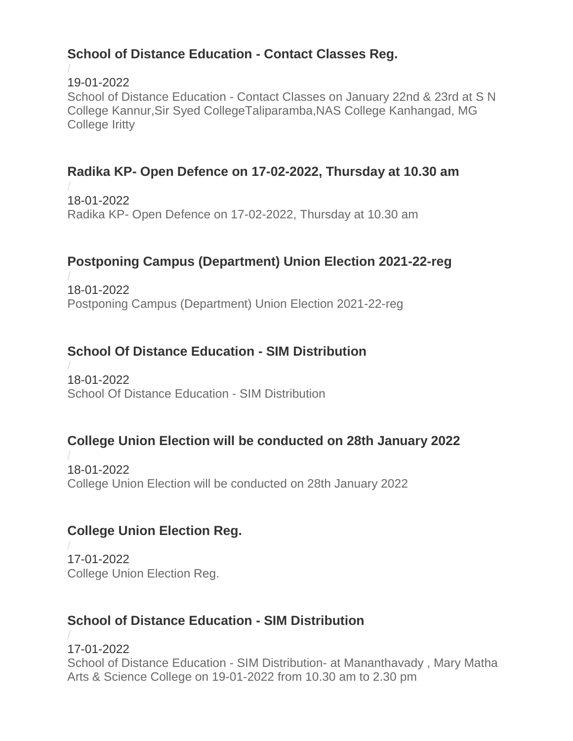### School of Distance Education - Contact Classes Reg.

/

19-01-2022

School of Distance Education - Contact Classes on January 22nd & 23rd at S N College Kannur,Sir Syed CollegeTaliparamba,NAS College Kanhangad, MG College Iritty

### Radika KP- Open Defence on 17-02-2022, Thursday at 10.30 am

/

18-01-2022

Radika KP- Open Defence on 17-02-2022, Thursday at 10.30 am

### Postponing Campus (Department) Union Election 2021-22-reg

/

18-01-2022

Postponing Campus (Department) Union Election 2021-22-reg

### School Of Distance Education - SIM Distribution

/

18-01-2022

School Of Distance Education - SIM Distribution

### College Union Election will be conducted on 28th January 2022

/

18-01-2022

College Union Election will be conducted on 28th January 2022

### College Union Election Reg.

/

17-01-2022

College Union Election Reg.

### School of Distance Education - SIM Distribution

/

17-01-2022

School of Distance Education - SIM Distribution- at Mananthavady , Mary Matha Arts & Science College on 19-01-2022 from 10.30 am to 2.30 pm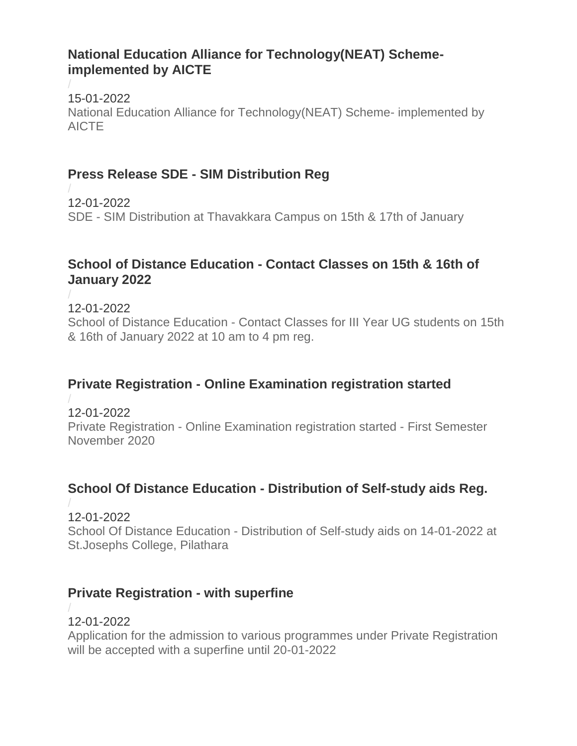### National Education Alliance for Technology(NEAT) Scheme- implemented by AICTE

/

15-01-2022

National Education Alliance for Technology(NEAT) Scheme- implemented by AICTE

### Press Release SDE - SIM Distribution Reg

/

12-01-2022

SDE - SIM Distribution at Thavakkara Campus on 15th & 17th of January

### School of Distance Education - Contact Classes on 15th & 16th of January 2022

/

12-01-2022

School of Distance Education - Contact Classes for III Year UG students on 15th & 16th of January 2022 at 10 am to 4 pm reg.

### Private Registration - Online Examination registration started

/

12-01-2022

Private Registration - Online Examination registration started - First Semester November 2020

### School Of Distance Education - Distribution of Self-study aids Reg.

/

12-01-2022

School Of Distance Education - Distribution of Self-study aids on 14-01-2022 at St.Josephs College, Pilathara

### Private Registration - with superfine

/

12-01-2022

Application for the admission to various programmes under Private Registration will be accepted with a superfine until 20-01-2022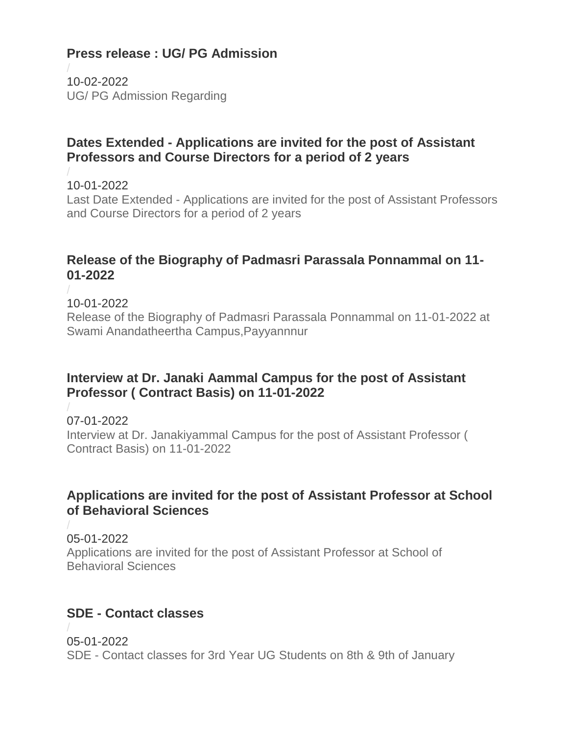### Press release : UG/ PG Admission

/

10-02-2022

UG/ PG Admission Regarding

### Dates Extended - Applications are invited for the post of Assistant Professors and Course Directors for a period of 2 years

/

10-01-2022

Last Date Extended - Applications are invited for the post of Assistant Professors and Course Directors for a period of 2 years

### Release of the Biography of Padmasri Parassala Ponnammal on 11-01-2022

/

10-01-2022

Release of the Biography of Padmasri Parassala Ponnammal on 11-01-2022 at Swami Anandatheertha Campus,Payyannnur

### Interview at Dr. Janaki Aammal Campus for the post of Assistant Professor ( Contract Basis) on 11-01-2022

/

07-01-2022

Interview at Dr. Janakiyammal Campus for the post of Assistant Professor ( Contract Basis) on 11-01-2022

### Applications are invited for the post of Assistant Professor at School of Behavioral Sciences

/

05-01-2022

Applications are invited for the post of Assistant Professor at School of Behavioral Sciences

### SDE - Contact classes

/

05-01-2022

SDE - Contact classes for 3rd Year UG Students on 8th & 9th of January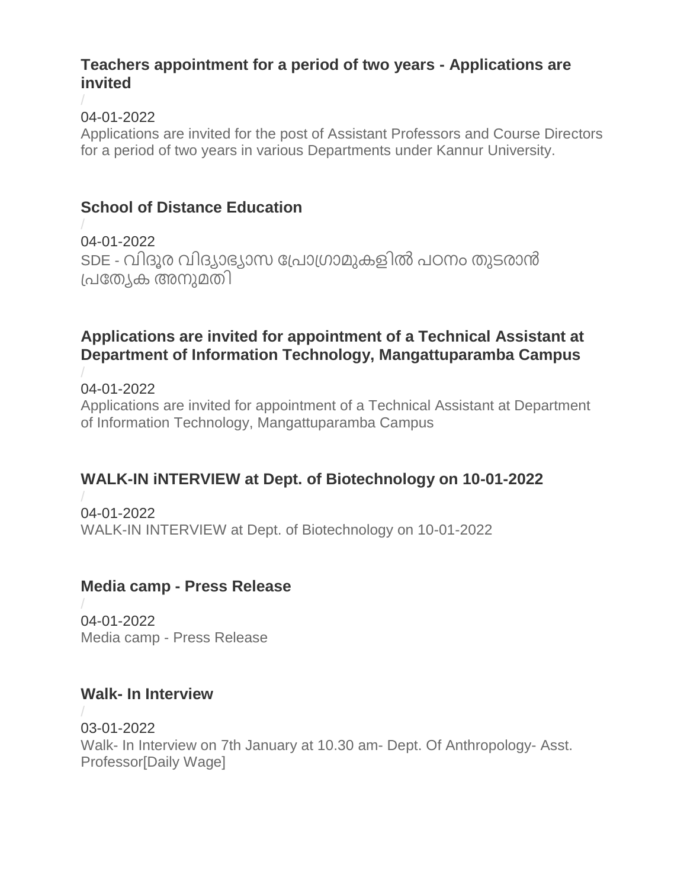### Teachers appointment for a period of two years - Applications are invited

/

04-01-2022

Applications are invited for the post of Assistant Professors and Course Directors for a period of two years in various Departments under Kannur University.

### School of Distance Education

/

04-01-2022

SDE - വിദൂര വിദ്യാഭ്യാസ പ്രോഗ്രാമുകളിൽ പഠനം തുടരാൻ പ്രത്യേക അനുമതി

### Applications are invited for appointment of a Technical Assistant at Department of Information Technology, Mangattuparamba Campus

/

04-01-2022

Applications are invited for appointment of a Technical Assistant at Department of Information Technology, Mangattuparamba Campus

### WALK-IN iNTERVIEW at Dept. of Biotechnology on 10-01-2022

/

04-01-2022

WALK-IN INTERVIEW at Dept. of Biotechnology on 10-01-2022

### Media camp - Press Release

/

04-01-2022

Media camp - Press Release

### Walk- In Interview

/

03-01-2022

Walk- In Interview on 7th January at 10.30 am- Dept. Of Anthropology- Asst. Professor[Daily Wage]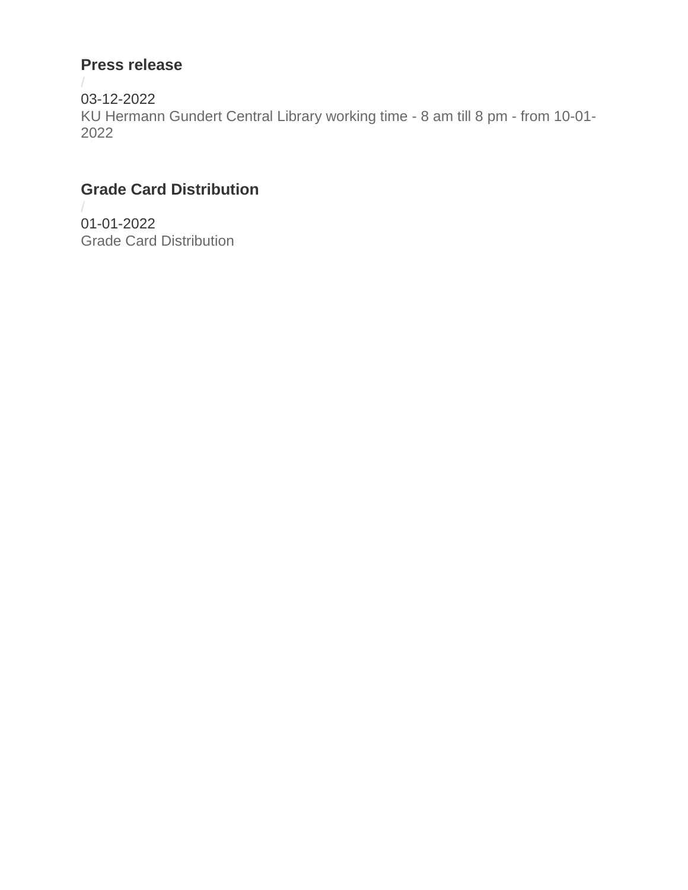**Press release**

/

03-12-2022

KU Hermann Gundert Central Library working time - 8 am till 8 pm - from 10-01-2022

**Grade Card Distribution**

/

01-01-2022

Grade Card Distribution